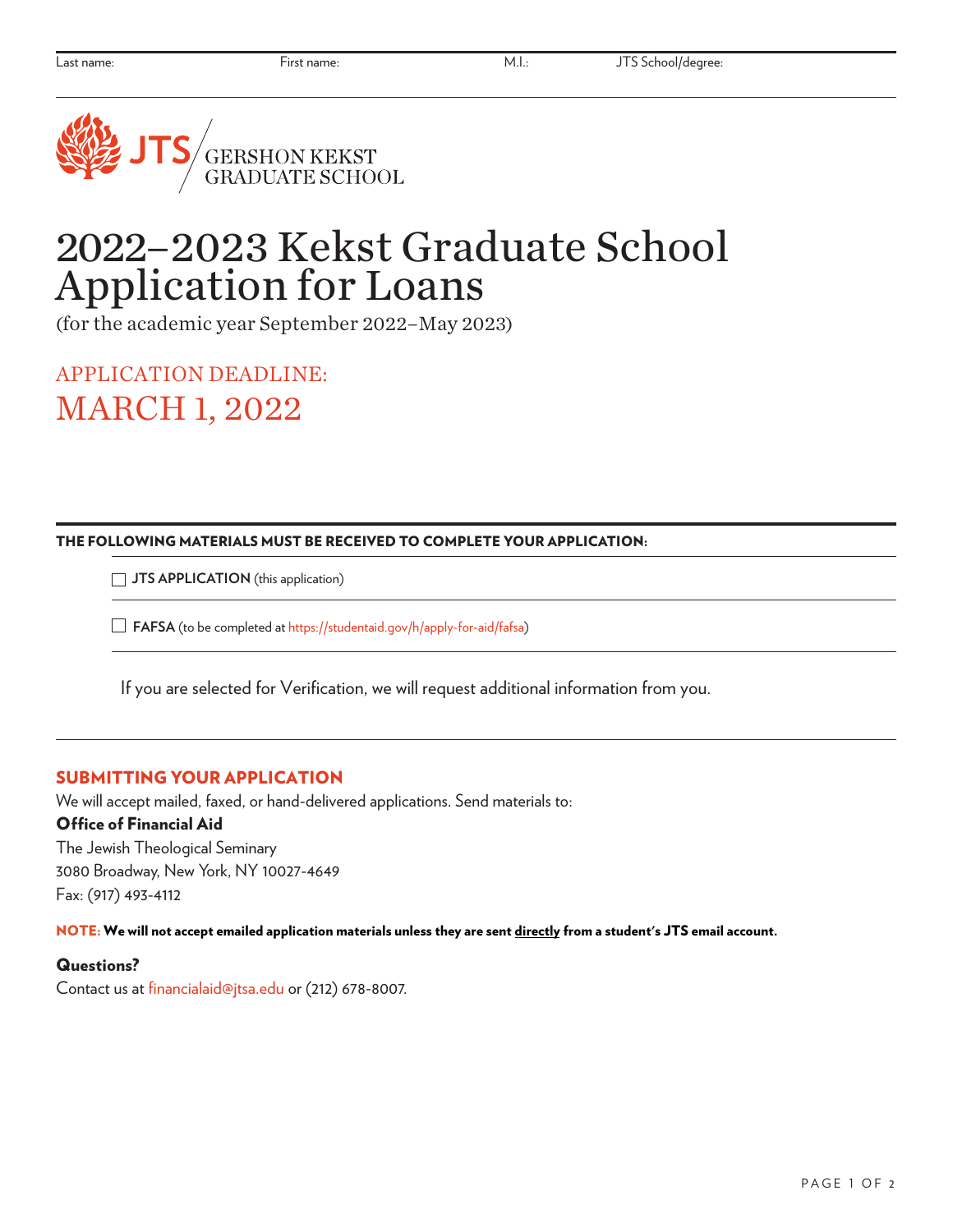Last name: First name: M.I.: JTS School/degree:

JTS / GERSHON KEKST GRADUATE SCHOOL

# 2022–2023 Kekst Graduate School Application for Loans

(for the academic year September 2022–May 2023)

## APPLICATION DEADLINE: MARCH 1, 2022

**THE FOLLOWING MATERIALS MUST BE RECEIVED TO COMPLETE YOUR APPLICATION:**

- ☐ **JTS APPLICATION** (this application)
- ☐ **FAFSA** (to be completed at https://studentaid.gov/h/apply-for-aid/fafsa)

If you are selected for Verification, we will request additional information from you.

## SUBMITTING YOUR APPLICATION

We will accept mailed, faxed, or hand-delivered applications. Send materials to:

**Office of Financial Aid**
The Jewish Theological Seminary
3080 Broadway, New York, NY 10027-4649
Fax: (917) 493-4112

**NOTE: We will not accept emailed application materials unless they are sent directly from a student's JTS email account.**

**Questions?**
Contact us at financialaid@jtsa.edu or (212) 678-8007.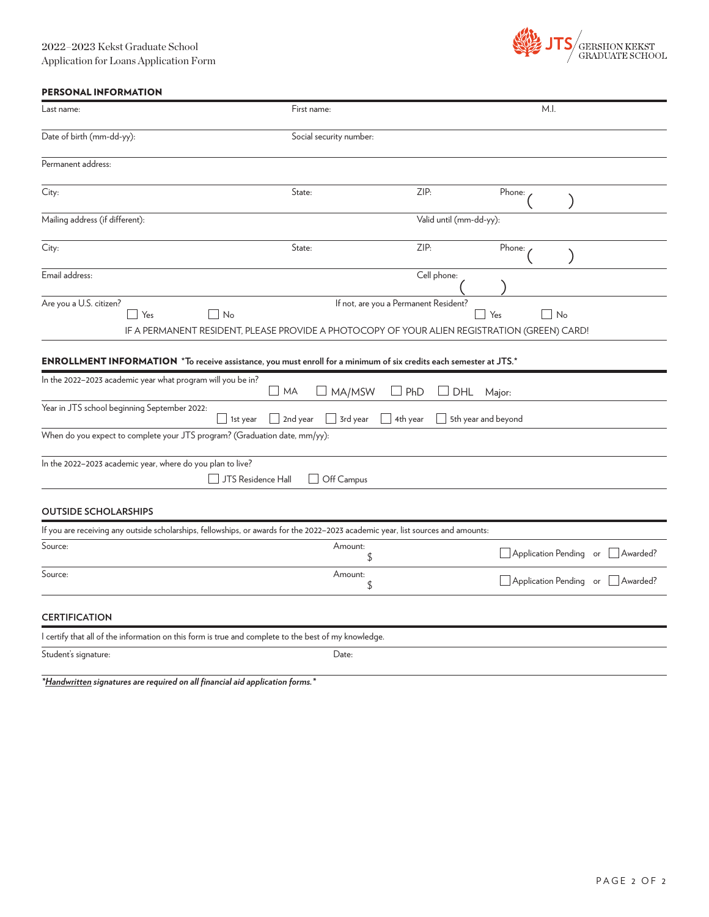2022–2023 Kekst Graduate School
Application for Loans Application Form

JTS GERSHON KEKST GRADUATE SCHOOL

## PERSONAL INFORMATION

| | | | |
|---|---|---|---|
| Last name: | First name: | | M.I. |
| Date of birth (mm-dd-yy): | Social security number: | | |
| Permanent address: | | | |
| City: | State: | ZIP: | Phone: ( ) |
| Mailing address (if different): | | Valid until (mm-dd-yy): | |
| City: | State: | ZIP: | Phone: ( ) |
| Email address: | | Cell phone: ( ) | |

Are you a U.S. citizen? ☐ Yes ☐ No

If not, are you a Permanent Resident? ☐ Yes ☐ No

IF A PERMANENT RESIDENT, PLEASE PROVIDE A PHOTOCOPY OF YOUR ALIEN REGISTRATION (GREEN) CARD!

## ENROLLMENT INFORMATION

**\*To receive assistance, you must enroll for a minimum of six credits each semester at JTS.\***

In the 2022–2023 academic year what program will you be in? ☐ MA ☐ MA/MSW ☐ PhD ☐ DHL Major:

Year in JTS school beginning September 2022: ☐ 1st year ☐ 2nd year ☐ 3rd year ☐ 4th year ☐ 5th year and beyond

When do you expect to complete your JTS program? (Graduation date, mm/yy):

In the 2022–2023 academic year, where do you plan to live? ☐ JTS Residence Hall ☐ Off Campus

## OUTSIDE SCHOLARSHIPS

If you are receiving any outside scholarships, fellowships, or awards for the 2022–2023 academic year, list sources and amounts:

| | | |
|---|---|---|
| Source: | Amount: $ | ☐ Application Pending or ☐ Awarded? |
| Source: | Amount: $ | ☐ Application Pending or ☐ Awarded? |

## CERTIFICATION

I certify that all of the information on this form is true and complete to the best of my knowledge.

Student's signature: Date:

***Handwritten** signatures are required on all financial aid application forms.*